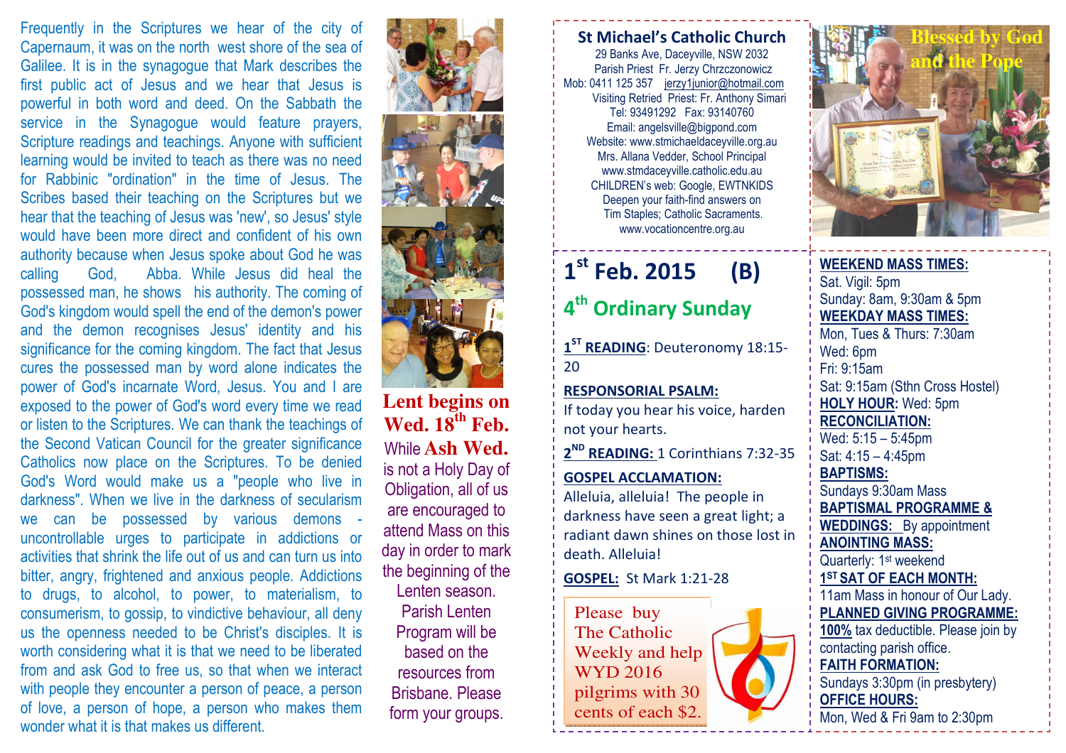Frequently in the Scriptures we hear of the city of Capernaum, it was on the north west shore of the sea of Galilee. It is in the synagogue that Mark describes the first public act of Jesus and we hear that Jesus is powerful in both word and deed. On the Sabbath the service in the Synagogue would feature prayers, Scripture readings and teachings. Anyone with sufficient learning would be invited to teach as there was no need for Rabbinic "ordination" in the time of Jesus. The Scribes based their teaching on the Scriptures but we hear that the teaching of Jesus was 'new', so Jesus' style would have been more direct and confident of his own authority because when Jesus spoke about God he was calling God, Abba. While Jesus did heal the possessed man, he shows his authority. The coming of God's kingdom would spell the end of the demon's power and the demon recognises Jesus' identity and his significance for the coming kingdom. The fact that Jesus cures the possessed man by word alone indicates the power of God's incarnate Word, Jesus. You and I are exposed to the power of God's word every time we read or listen to the Scriptures. We can thank the teachings of the Second Vatican Council for the greater significance Catholics now place on the Scriptures. To be denied God's Word would make us a "people who live in darkness". When we live in the darkness of secularism we can be possessed by various demons - uncontrollable urges to participate in addictions or activities that shrink the life out of us and can turn us into bitter, angry, frightened and anxious people. Addictions to drugs, to alcohol, to power, to materialism, to consumerism, to gossip, to vindictive behaviour, all deny us the openness needed to be Christ's disciples. It is worth considering what it is that we need to be liberated from and ask God to free us, so that when we interact with people they encounter a person of peace, a person of love, a person of hope, a person who makes them wonder what it is that makes us different.

**Lent begins on Wed. 18th Feb.**

While **Ash Wed.** is not a Holy Day of Obligation, all of us are encouraged to attend Mass on this day in order to mark the beginning of the Lenten season. Parish Lenten Program will be based on the resources from Brisbane. Please form your groups.

## St Michael's Catholic Church

29 Banks Ave, Daceyville, NSW 2032
Parish Priest Fr. Jerzy Chrzczonowicz
Mob: 0411 125 357 jerzy1junior@hotmail.com
Visiting Retried Priest: Fr. Anthony Simari
Tel: 93491292 Fax: 93140760
Email: angelsville@bigpond.com
Website: www.stmichaeldaceyville.org.au
Mrs. Allana Vedder, School Principal
www.stmdaceyville.catholic.edu.au
CHILDREN's web: Google, EWTNKIDS
Deepen your faith-find answers on
Tim Staples; Catholic Sacraments.
www.vocationcentre.org.au

**Blessed by God and the Pope**

# 1st Feb. 2015 (B)

## 4th Ordinary Sunday

**1ST READING**: Deuteronomy 18:15-20

**RESPONSORIAL PSALM:**
If today you hear his voice, harden not your hearts.

**2ND READING:** 1 Corinthians 7:32-35

**GOSPEL ACCLAMATION:**
Alleluia, alleluia! The people in darkness have seen a great light; a radiant dawn shines on those lost in death. Alleluia!

**GOSPEL:** St Mark 1:21-28

Please buy The Catholic Weekly and help WYD 2016 pilgrims with 30 cents of each $2.

**WEEKEND MASS TIMES:**
Sat. Vigil: 5pm
Sunday: 8am, 9:30am & 5pm

**WEEKDAY MASS TIMES:**
Mon, Tues & Thurs: 7:30am
Wed: 6pm
Fri: 9:15am
Sat: 9:15am (Sthn Cross Hostel)

**HOLY HOUR:** Wed: 5pm

**RECONCILIATION:**
Wed: 5:15 – 5:45pm
Sat: 4:15 – 4:45pm

**BAPTISMS:**
Sundays 9:30am Mass

**BAPTISMAL PROGRAMME & WEDDINGS:** By appointment

**ANOINTING MASS:**
Quarterly: 1st weekend

**1ST SAT OF EACH MONTH:**
11am Mass in honour of Our Lady.

**PLANNED GIVING PROGRAMME:**
**100%** tax deductible. Please join by contacting parish office.

**FAITH FORMATION:**
Sundays 3:30pm (in presbytery)

**OFFICE HOURS:**
Mon, Wed & Fri 9am to 2:30pm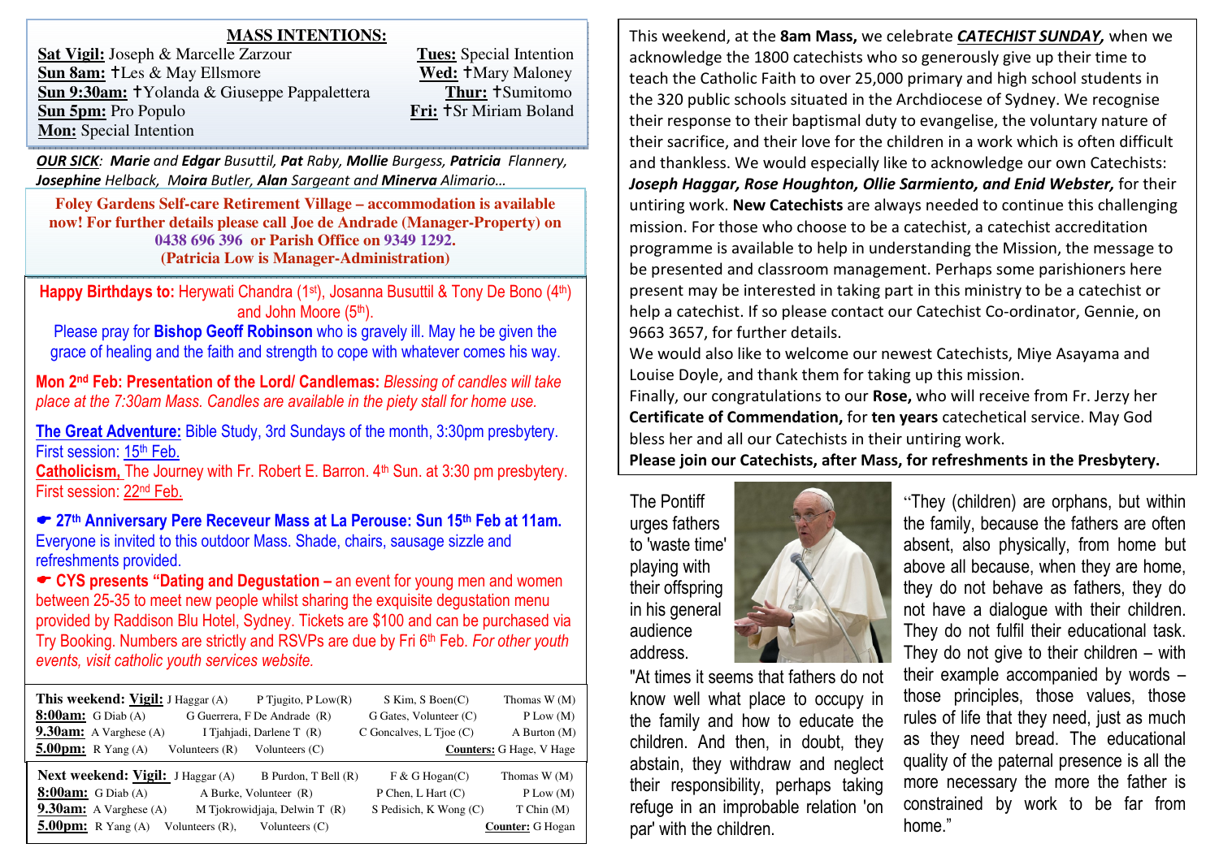## MASS INTENTIONS:

**Sat Vigil:** Joseph & Marcelle Zarzour
**Sun 8am:** †Les & May Ellsmore
**Sun 9:30am:** †Yolanda & Giuseppe Pappalettera
**Sun 5pm:** Pro Populo
**Mon:** Special Intention
**Tues:** Special Intention
**Wed:** †Mary Maloney
**Thur:** †Sumitomo
**Fri:** †Sr Miriam Boland

***OUR SICK***: ***Marie*** *and* ***Edgar*** *Busuttil,* ***Pat*** *Raby,* ***Mollie*** *Burgess,* ***Patricia*** *Flannery,* ***Josephine*** *Helback,* ***Moira*** *Butler,* ***Alan*** *Sargeant and* ***Minerva*** *Alimario…*

**Foley Gardens Self-care Retirement Village – accommodation is available now! For further details please call Joe de Andrade (Manager-Property) on 0438 696 396 or Parish Office on 9349 1292. (Patricia Low is Manager-Administration)**

**Happy Birthdays to:** Herywati Chandra (1st), Josanna Busuttil & Tony De Bono (4th) and John Moore (5th).

Please pray for **Bishop Geoff Robinson** who is gravely ill. May he be given the grace of healing and the faith and strength to cope with whatever comes his way.

**Mon 2nd Feb: Presentation of the Lord/ Candlemas:** *Blessing of candles will take place at the 7:30am Mass. Candles are available in the piety stall for home use.*

**The Great Adventure:** Bible Study, 3rd Sundays of the month, 3:30pm presbytery. First session: 15th Feb.

**Catholicism,** The Journey with Fr. Robert E. Barron. 4th Sun. at 3:30 pm presbytery. First session: 22nd Feb.

☛ **27th Anniversary Pere Receveur Mass at La Perouse: Sun 15th Feb at 11am.** Everyone is invited to this outdoor Mass. Shade, chairs, sausage sizzle and refreshments provided.

☛ **CYS presents "Dating and Degustation –** an event for young men and women between 25-35 to meet new people whilst sharing the exquisite degustation menu provided by Raddison Blu Hotel, Sydney. Tickets are $100 and can be purchased via Try Booking. Numbers are strictly and RSVPs are due by Fri 6th Feb. *For other youth events, visit catholic youth services website.*

| | | | | |
|---|---|---|---|---|
| **This weekend: Vigil:** | J Haggar (A) | P Tjugito, P Low(R) | S Kim, S Boen(C) | Thomas W (M) |
| **8:00am:** | G Diab (A) | G Guerrera, F De Andrade (R) | G Gates, Volunteer (C) | P Low (M) |
| **9.30am:** | A Varghese (A) | I Tjahjadi, Darlene T (R) | C Goncalves, L Tjoe (C) | A Burton (M) |
| **5.00pm:** | R Yang (A) | Volunteers (R) | Volunteers (C) | **Counters:** G Hage, V Hage |

| | | | | |
|---|---|---|---|---|
| **Next weekend: Vigil:** | J Haggar (A) | B Purdon, T Bell (R) | F & G Hogan(C) | Thomas W (M) |
| **8:00am:** | G Diab (A) | A Burke, Volunteer (R) | P Chen, L Hart (C) | P Low (M) |
| **9.30am:** | A Varghese (A) | M Tjokrowidjaja, Delwin T (R) | S Pedisich, K Wong (C) | T Chin (M) |
| **5.00pm:** | R Yang (A) | Volunteers (R), | Volunteers (C) | **Counter:** G Hogan |

This weekend, at the **8am Mass,** we celebrate ***CATECHIST SUNDAY,*** when we acknowledge the 1800 catechists who so generously give up their time to teach the Catholic Faith to over 25,000 primary and high school students in the 320 public schools situated in the Archdiocese of Sydney. We recognise their response to their baptismal duty to evangelise, the voluntary nature of their sacrifice, and their love for the children in a work which is often difficult and thankless. We would especially like to acknowledge our own Catechists: ***Joseph Haggar, Rose Houghton, Ollie Sarmiento, and Enid Webster,*** for their untiring work. **New Catechists** are always needed to continue this challenging mission. For those who choose to be a catechist, a catechist accreditation programme is available to help in understanding the Mission, the message to be presented and classroom management. Perhaps some parishioners here present may be interested in taking part in this ministry to be a catechist or help a catechist. If so please contact our Catechist Co-ordinator, Gennie, on 9663 3657, for further details.

We would also like to welcome our newest Catechists, Miye Asayama and Louise Doyle, and thank them for taking up this mission.

Finally, our congratulations to our **Rose,** who will receive from Fr. Jerzy her **Certificate of Commendation,** for **ten years** catechetical service. May God bless her and all our Catechists in their untiring work.

**Please join our Catechists, after Mass, for refreshments in the Presbytery.**

The Pontiff urges fathers to 'waste time' playing with their offspring in his general audience address.

"At times it seems that fathers do not know well what place to occupy in the family and how to educate the children. And then, in doubt, they abstain, they withdraw and neglect their responsibility, perhaps taking refuge in an improbable relation 'on par' with the children.

"They (children) are orphans, but within the family, because the fathers are often absent, also physically, from home but above all because, when they are home, they do not behave as fathers, they do not have a dialogue with their children. They do not fulfil their educational task. They do not give to their children – with their example accompanied by words – those principles, those values, those rules of life that they need, just as much as they need bread. The educational quality of the paternal presence is all the more necessary the more the father is constrained by work to be far from home."